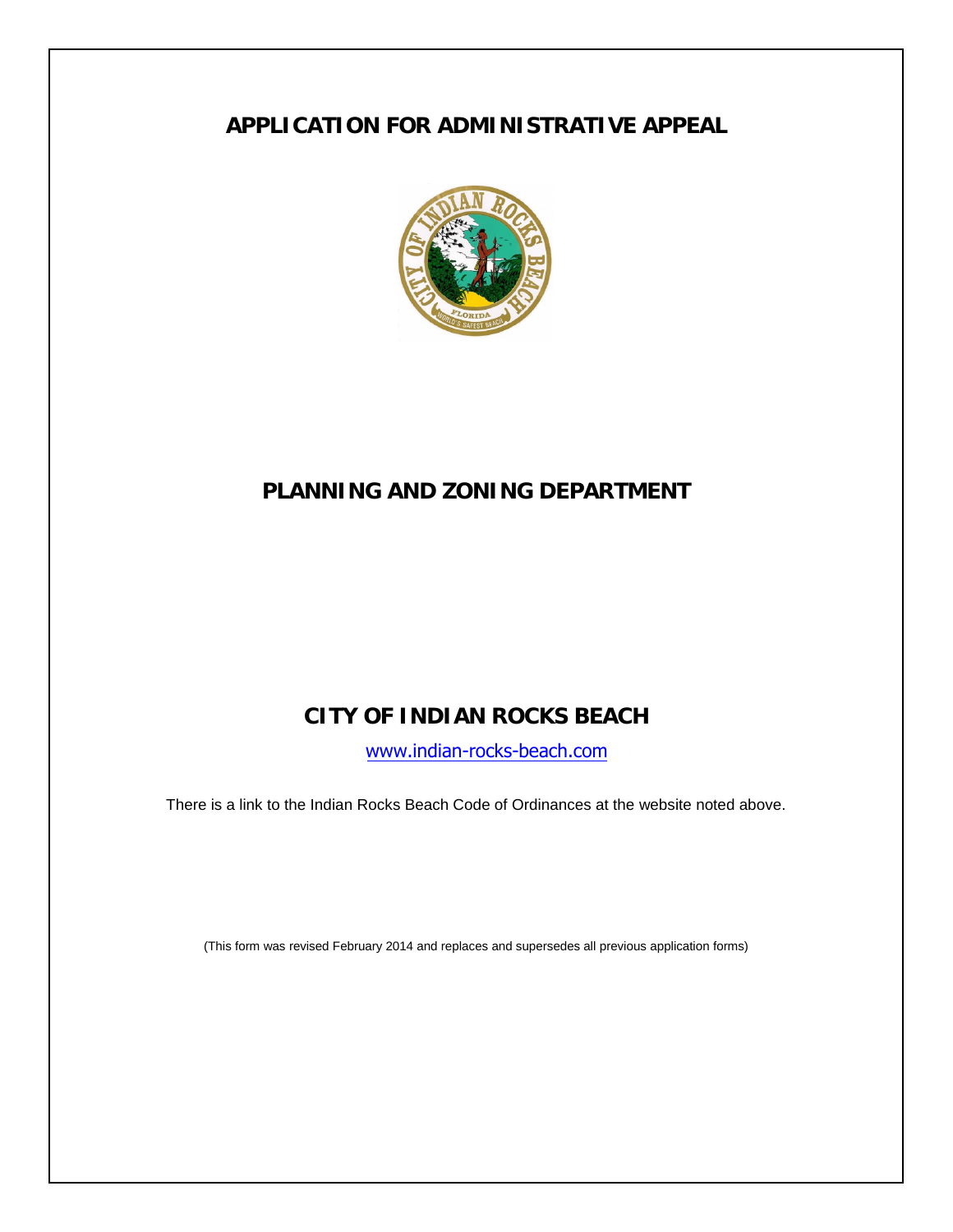# APPLICATION FOR ADMINISTRATIVE APPEAL

## PLANNING AND ZONING DEPARTMENT

## CITY OF INDIAN ROCKS BEACH

www.indian-rocks-beach.com

There is a link to the Indian Rocks Beach Code of Ordinances at the website noted above.

(This form was revised February 2014 and replaces and supersedes all previous application forms)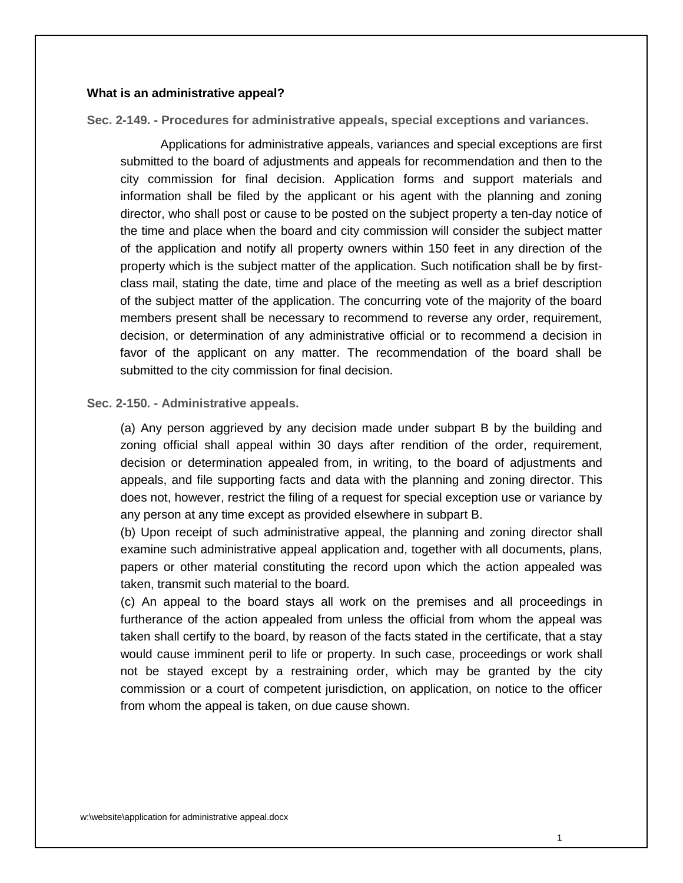**What is an administrative appeal?**

### Sec. 2-149. - Procedures for administrative appeals, special exceptions and variances.

Applications for administrative appeals, variances and special exceptions are first submitted to the board of adjustments and appeals for recommendation and then to the city commission for final decision. Application forms and support materials and information shall be filed by the applicant or his agent with the planning and zoning director, who shall post or cause to be posted on the subject property a ten-day notice of the time and place when the board and city commission will consider the subject matter of the application and notify all property owners within 150 feet in any direction of the property which is the subject matter of the application. Such notification shall be by first-class mail, stating the date, time and place of the meeting as well as a brief description of the subject matter of the application. The concurring vote of the majority of the board members present shall be necessary to recommend to reverse any order, requirement, decision, or determination of any administrative official or to recommend a decision in favor of the applicant on any matter. The recommendation of the board shall be submitted to the city commission for final decision.

### Sec. 2-150. - Administrative appeals.

(a) Any person aggrieved by any decision made under subpart B by the building and zoning official shall appeal within 30 days after rendition of the order, requirement, decision or determination appealed from, in writing, to the board of adjustments and appeals, and file supporting facts and data with the planning and zoning director. This does not, however, restrict the filing of a request for special exception use or variance by any person at any time except as provided elsewhere in subpart B.

(b) Upon receipt of such administrative appeal, the planning and zoning director shall examine such administrative appeal application and, together with all documents, plans, papers or other material constituting the record upon which the action appealed was taken, transmit such material to the board.

(c) An appeal to the board stays all work on the premises and all proceedings in furtherance of the action appealed from unless the official from whom the appeal was taken shall certify to the board, by reason of the facts stated in the certificate, that a stay would cause imminent peril to life or property. In such case, proceedings or work shall not be stayed except by a restraining order, which may be granted by the city commission or a court of competent jurisdiction, on application, on notice to the officer from whom the appeal is taken, on due cause shown.

w:\website\application for administrative appeal.docx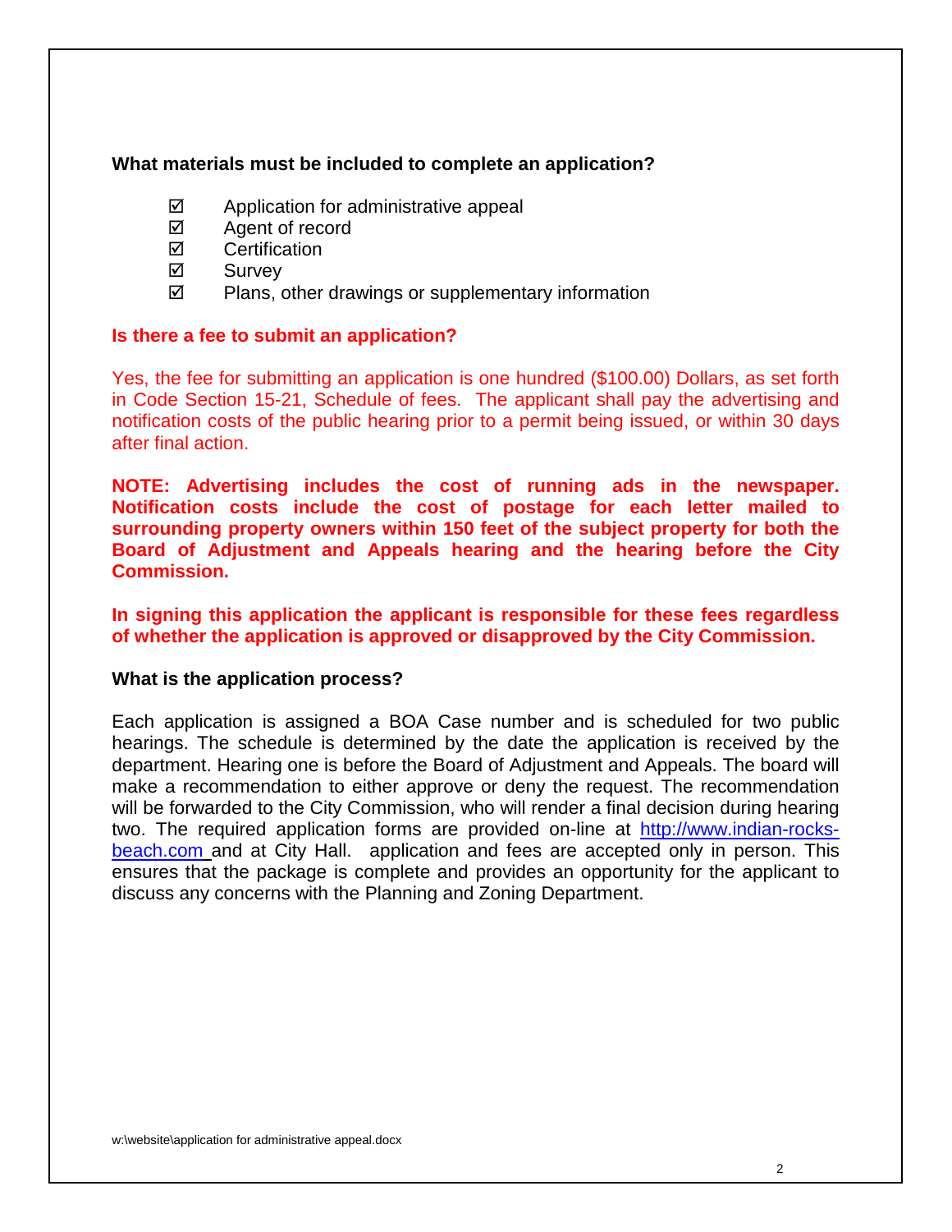**What materials must be included to complete an application?**

- ☑ Application for administrative appeal
- ☑ Agent of record
- ☑ Certification
- ☑ Survey
- ☑ Plans, other drawings or supplementary information

**Is there a fee to submit an application?**

Yes, the fee for submitting an application is one hundred ($100.00) Dollars, as set forth in Code Section 15-21, Schedule of fees. The applicant shall pay the advertising and notification costs of the public hearing prior to a permit being issued, or within 30 days after final action.

**NOTE: Advertising includes the cost of running ads in the newspaper. Notification costs include the cost of postage for each letter mailed to surrounding property owners within 150 feet of the subject property for both the Board of Adjustment and Appeals hearing and the hearing before the City Commission.**

**In signing this application the applicant is responsible for these fees regardless of whether the application is approved or disapproved by the City Commission.**

**What is the application process?**

Each application is assigned a BOA Case number and is scheduled for two public hearings. The schedule is determined by the date the application is received by the department. Hearing one is before the Board of Adjustment and Appeals. The board will make a recommendation to either approve or deny the request. The recommendation will be forwarded to the City Commission, who will render a final decision during hearing two. The required application forms are provided on-line at [http://www.indian-rocks-beach.com](http://www.indian-rocks-beach.com) and at City Hall. application and fees are accepted only in person. This ensures that the package is complete and provides an opportunity for the applicant to discuss any concerns with the Planning and Zoning Department.

w:\website\application for administrative appeal.docx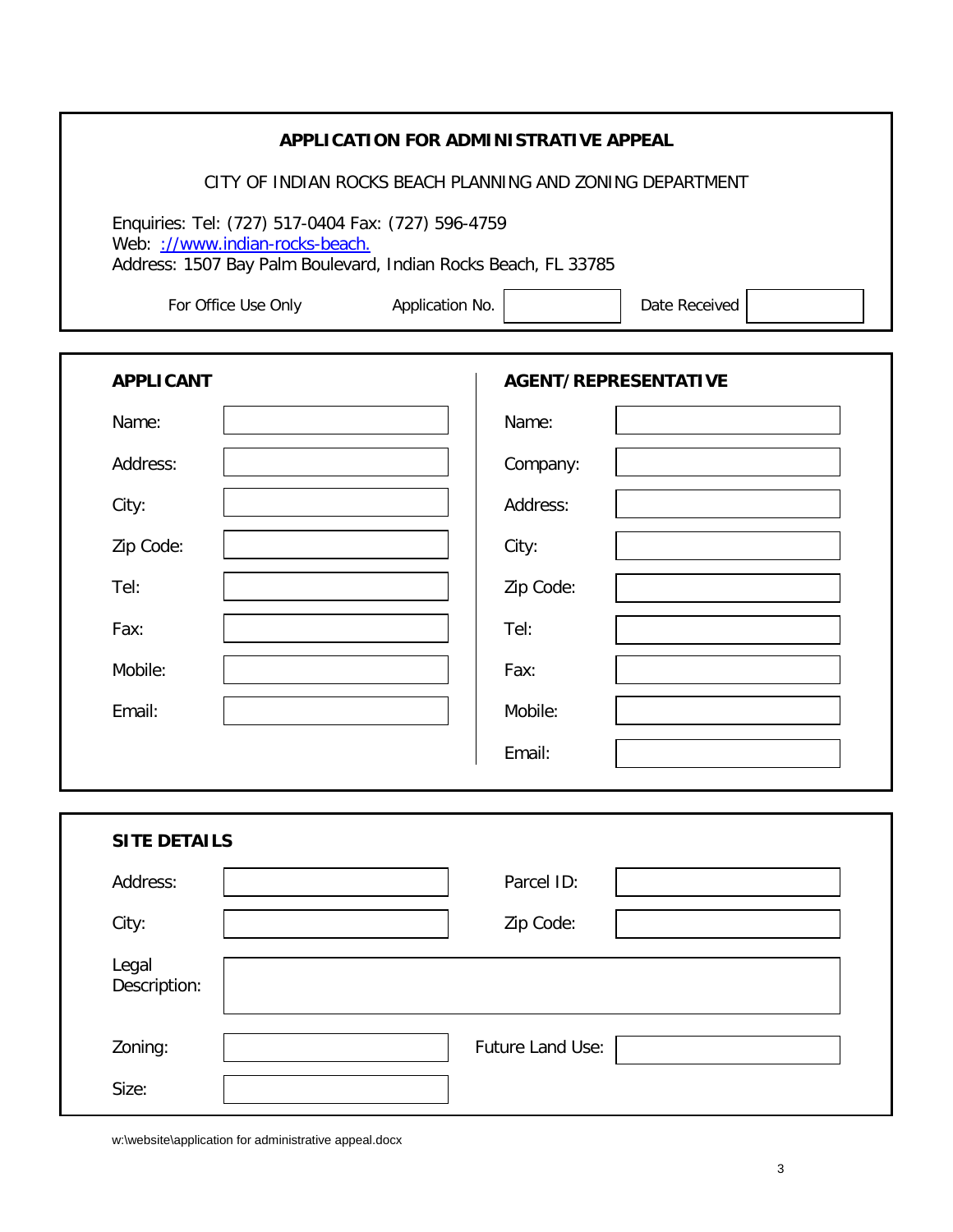# APPLICATION FOR ADMINISTRATIVE APPEAL

CITY OF INDIAN ROCKS BEACH PLANNING AND ZONING DEPARTMENT

Enquiries: Tel: (727) 517-0404 Fax: (727) 596-4759
Web: ://www.indian-rocks-beach.
Address: 1507 Bay Palm Boulevard, Indian Rocks Beach, FL 33785

| For Office Use Only | Application No. | | Date Received | |
|---|---|---|---|---|

| APPLICANT | | AGENT/REPRESENTATIVE | |
|---|---|---|---|
| Name: | | Name: | |
| Address: | | Company: | |
| City: | | Address: | |
| Zip Code: | | City: | |
| Tel: | | Zip Code: | |
| Fax: | | Tel: | |
| Mobile: | | Fax: | |
| Email: | | Mobile: | |
| | | Email: | |

## SITE DETAILS

| | | | |
|---|---|---|---|
| Address: | | Parcel ID: | |
| City: | | Zip Code: | |
| Legal Description: | | | |
| Zoning: | | Future Land Use: | |
| Size: | | | |

w:\website\application for administrative appeal.docx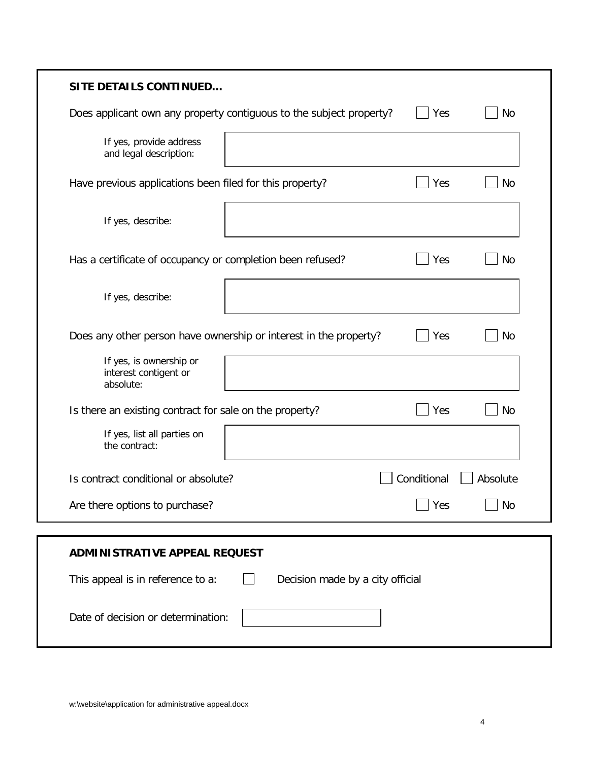## SITE DETAILS CONTINUED…

Does applicant own any property contiguous to the subject property? ☐ Yes ☐ No

If yes, provide address and legal description:

Have previous applications been filed for this property? ☐ Yes ☐ No

If yes, describe:

Has a certificate of occupancy or completion been refused? ☐ Yes ☐ No

If yes, describe:

Does any other person have ownership or interest in the property? ☐ Yes ☐ No

If yes, is ownership or interest contigent or absolute:

Is there an existing contract for sale on the property? ☐ Yes ☐ No

If yes, list all parties on the contract:

Is contract conditional or absolute? ☐ Conditional ☐ Absolute

Are there options to purchase? ☐ Yes ☐ No

## ADMINISTRATIVE APPEAL REQUEST

This appeal is in reference to a: ☐ Decision made by a city official

Date of decision or determination:

w:\website\application for administrative appeal.docx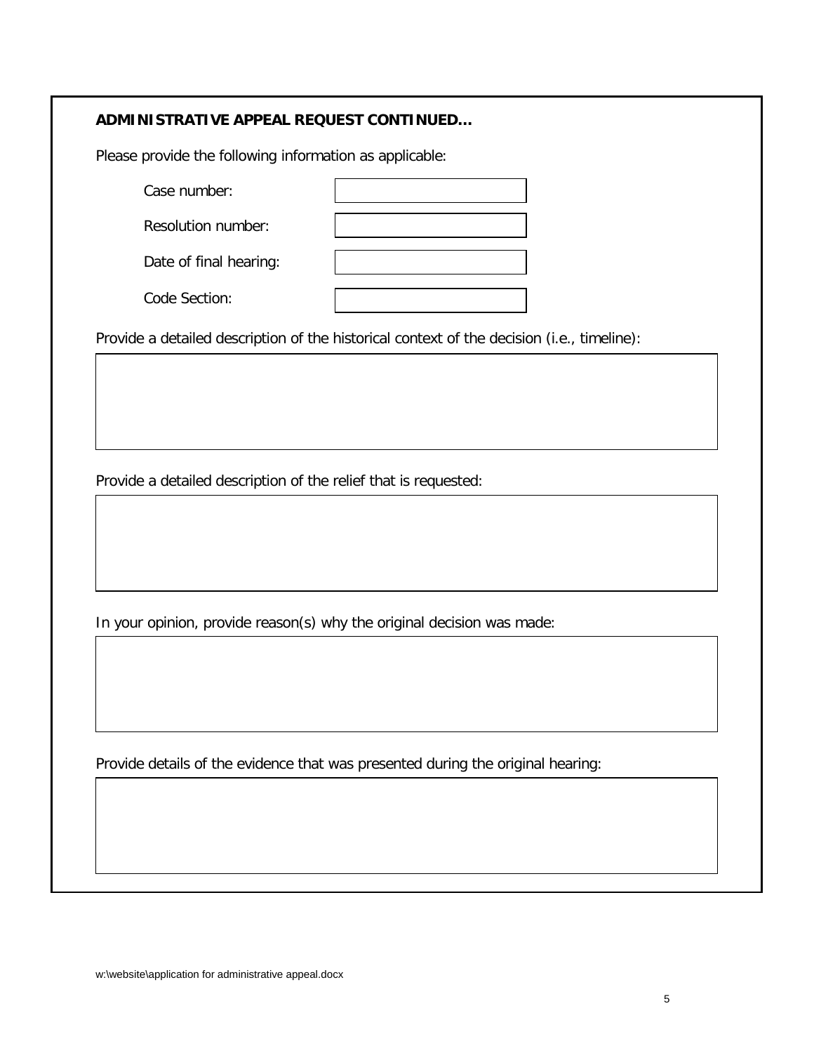**ADMINISTRATIVE APPEAL REQUEST CONTINUED…**

Please provide the following information as applicable:

| Field | Value |
|---|---|
| Case number: | |
| Resolution number: | |
| Date of final hearing: | |
| Code Section: | |

Provide a detailed description of the historical context of the decision (i.e., timeline):

Provide a detailed description of the relief that is requested:

In your opinion, provide reason(s) why the original decision was made:

Provide details of the evidence that was presented during the original hearing:

w:\website\application for administrative appeal.docx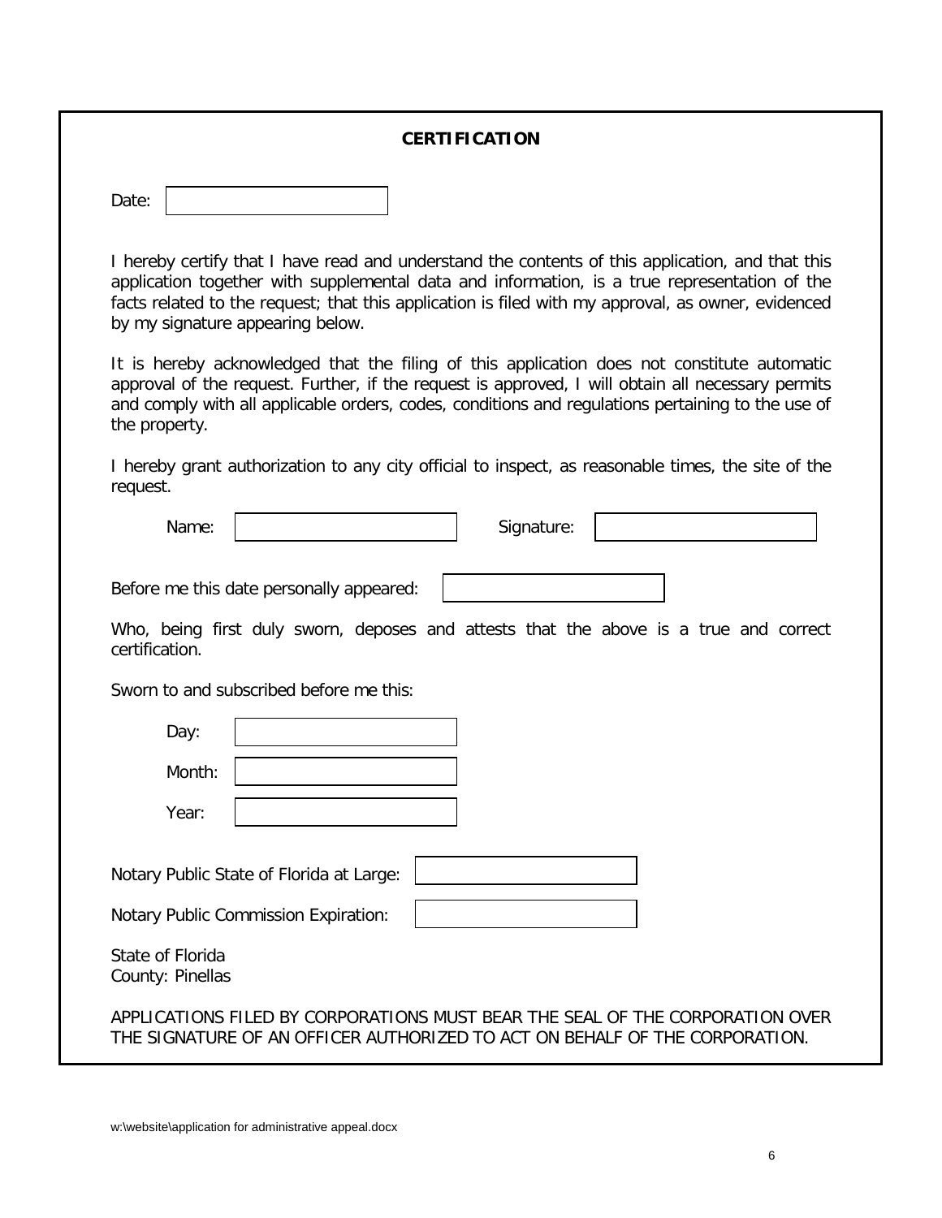## CERTIFICATION

Date: \_\_\_\_\_\_\_\_\_\_\_\_\_\_\_\_\_\_\_\_

I hereby certify that I have read and understand the contents of this application, and that this application together with supplemental data and information, is a true representation of the facts related to the request; that this application is filed with my approval, as owner, evidenced by my signature appearing below.

It is hereby acknowledged that the filing of this application does not constitute automatic approval of the request. Further, if the request is approved, I will obtain all necessary permits and comply with all applicable orders, codes, conditions and regulations pertaining to the use of the property.

I hereby grant authorization to any city official to inspect, as reasonable times, the site of the request.

Name: \_\_\_\_\_\_\_\_\_\_\_\_\_\_\_\_\_\_\_\_ Signature: \_\_\_\_\_\_\_\_\_\_\_\_\_\_\_\_\_\_\_\_

Before me this date personally appeared: \_\_\_\_\_\_\_\_\_\_\_\_\_\_\_\_\_\_\_\_

Who, being first duly sworn, deposes and attests that the above is a true and correct certification.

Sworn to and subscribed before me this:

Day: \_\_\_\_\_\_\_\_\_\_\_\_\_\_\_\_\_\_\_\_

Month: \_\_\_\_\_\_\_\_\_\_\_\_\_\_\_\_\_\_\_\_

Year: \_\_\_\_\_\_\_\_\_\_\_\_\_\_\_\_\_\_\_\_

Notary Public State of Florida at Large: \_\_\_\_\_\_\_\_\_\_\_\_\_\_\_\_\_\_\_\_

Notary Public Commission Expiration: \_\_\_\_\_\_\_\_\_\_\_\_\_\_\_\_\_\_\_\_

State of Florida
County: Pinellas

APPLICATIONS FILED BY CORPORATIONS MUST BEAR THE SEAL OF THE CORPORATION OVER THE SIGNATURE OF AN OFFICER AUTHORIZED TO ACT ON BEHALF OF THE CORPORATION.

w:\website\application for administrative appeal.docx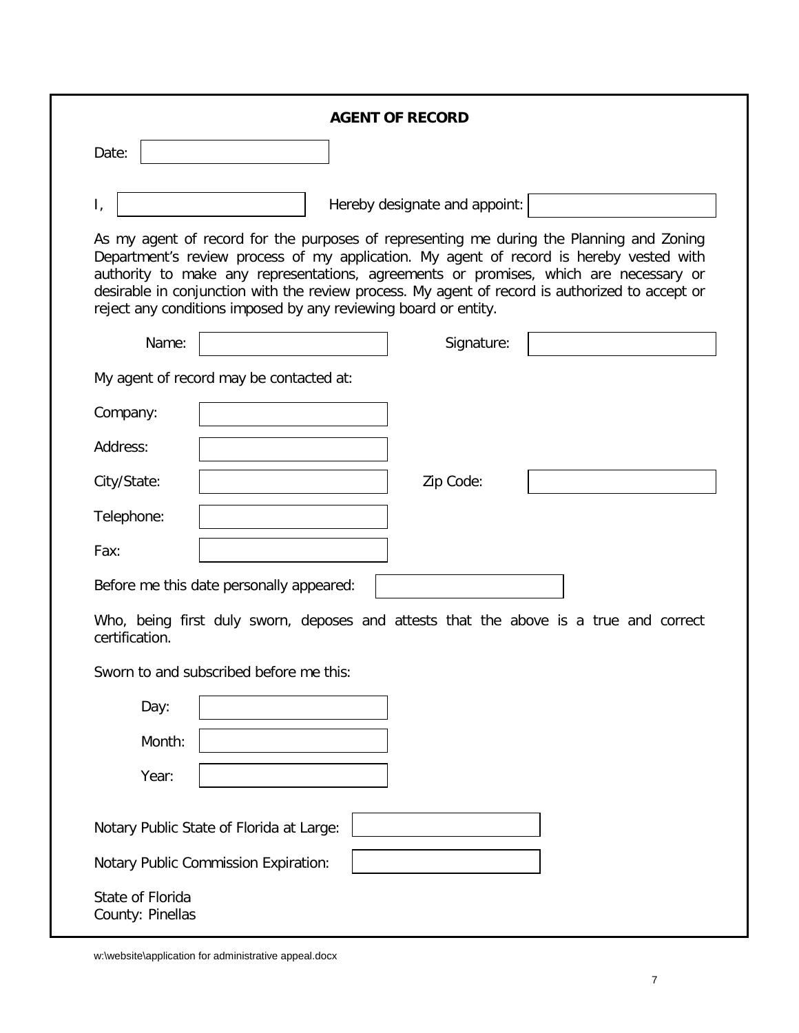## AGENT OF RECORD

Date: ____________________

I, ____________________ Hereby designate and appoint: ____________________

As my agent of record for the purposes of representing me during the Planning and Zoning Department's review process of my application. My agent of record is hereby vested with authority to make any representations, agreements or promises, which are necessary or desirable in conjunction with the review process. My agent of record is authorized to accept or reject any conditions imposed by any reviewing board or entity.

Name: ____________________ Signature: ____________________

My agent of record may be contacted at:

Company: ____________________

Address: ____________________

City/State: ____________________ Zip Code: ____________________

Telephone: ____________________

Fax: ____________________

Before me this date personally appeared: ____________________

Who, being first duly sworn, deposes and attests that the above is a true and correct certification.

Sworn to and subscribed before me this:

Day: ____________________

Month: ____________________

Year: ____________________

Notary Public State of Florida at Large: ____________________

Notary Public Commission Expiration: ____________________

State of Florida
County: Pinellas

w:\website\application for administrative appeal.docx